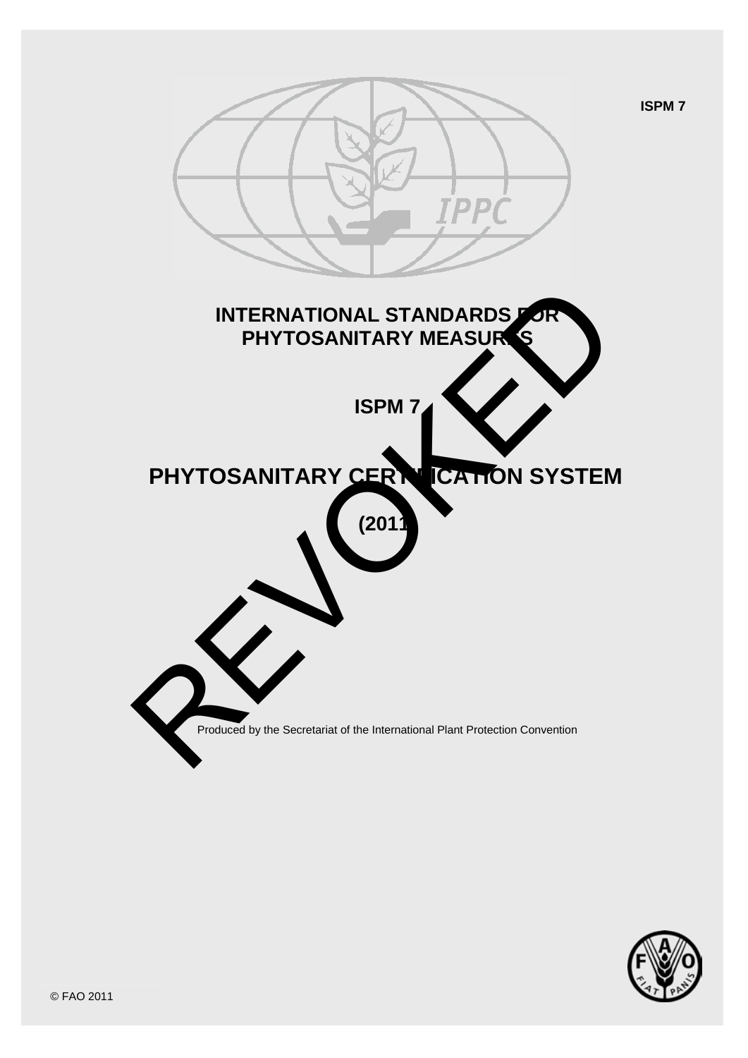ISPM 7

# INTERNATIONAL STANDARDS FOR PHYTOSANITARY MEASURES

## ISPM 7

# PHYTOSANITARY CERTIFICATION SYSTEM

## (2011)

REVOKED

Produced by the Secretariat of the International Plant Protection Convention

© FAO 2011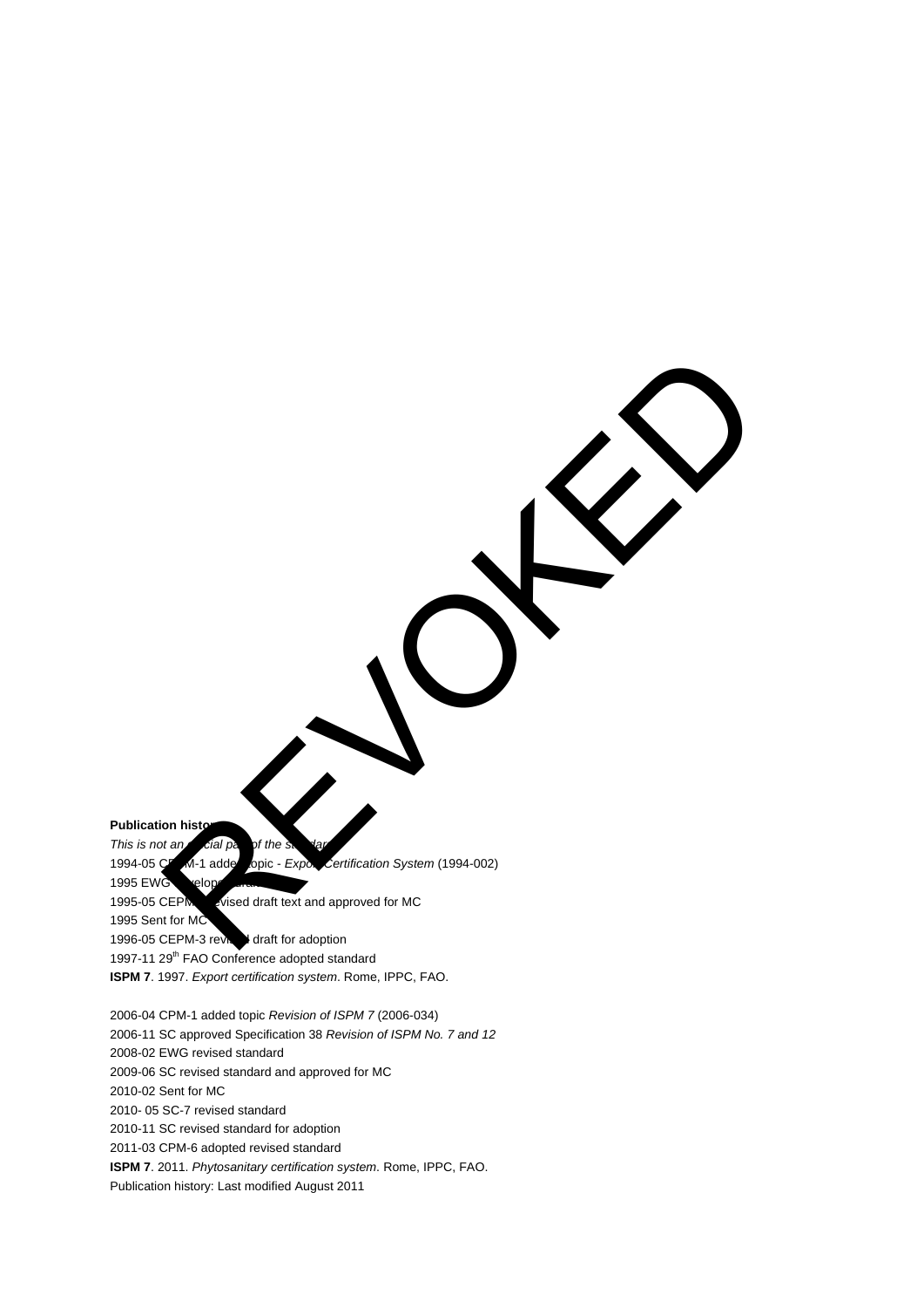REVOKED

**Publication history**

*This is not an official part of the standard*

1994-05 CEPM-1 added topic - *Export Certification System* (1994-002)

1995 EWG developed draft

1995-05 CEPM-2 revised draft text and approved for MC

1995 Sent for MC

1996-05 CEPM-3 revised draft for adoption

1997-11 29th FAO Conference adopted standard

**ISPM 7**. 1997. *Export certification system*. Rome, IPPC, FAO.

2006-04 CPM-1 added topic *Revision of ISPM 7* (2006-034)

2006-11 SC approved Specification 38 *Revision of ISPM No. 7 and 12*

2008-02 EWG revised standard

2009-06 SC revised standard and approved for MC

2010-02 Sent for MC

2010- 05 SC-7 revised standard

2010-11 SC revised standard for adoption

2011-03 CPM-6 adopted revised standard

**ISPM 7**. 2011. *Phytosanitary certification system*. Rome, IPPC, FAO.

Publication history: Last modified August 2011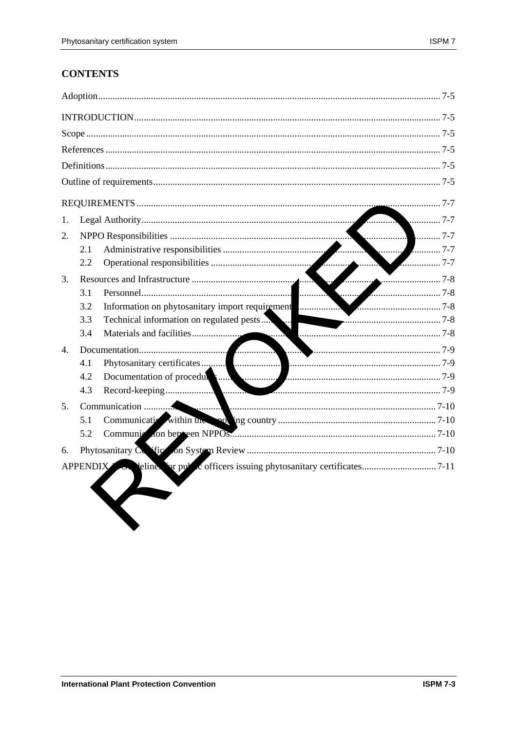# CONTENTS

Adoption ........................................................................................................................................ 7-5

INTRODUCTION ........................................................................................................................... 7-5

Scope ............................................................................................................................................. 7-5

References ..................................................................................................................................... 7-5

Definitions ..................................................................................................................................... 7-5

Outline of requirements ................................................................................................................. 7-5

REQUIREMENTS ........................................................................................................................... 7-7

1. Legal Authority .......................................................................................................................... 7-7

2. NPPO Responsibilities ............................................................................................................... 7-7
   - 2.1 Administrative responsibilities ............................................................................................ 7-7
   - 2.2 Operational responsibilities ................................................................................................ 7-7

3. Resources and Infrastructure ..................................................................................................... 7-8
   - 3.1 Personnel ............................................................................................................................ 7-8
   - 3.2 Information on phytosanitary import requirements ............................................................. 7-8
   - 3.3 Technical information on regulated pests ........................................................................... 7-8
   - 3.4 Materials and facilities ........................................................................................................ 7-8

4. Documentation .......................................................................................................................... 7-9
   - 4.1 Phytosanitary certificates .................................................................................................... 7-9
   - 4.2 Documentation of procedures ............................................................................................ 7-9
   - 4.3 Record-keeping ................................................................................................................... 7-9

5. Communication ......................................................................................................................... 7-10
   - 5.1 Communication within the exporting country .................................................................... 7-10
   - 5.2 Communication between NPPOs ....................................................................................... 7-10

6. Phytosanitary Certification System Review .............................................................................. 7-10

APPENDIX 1: Guidelines for public officers issuing phytosanitary certificates .............................. 7-11

REVOKED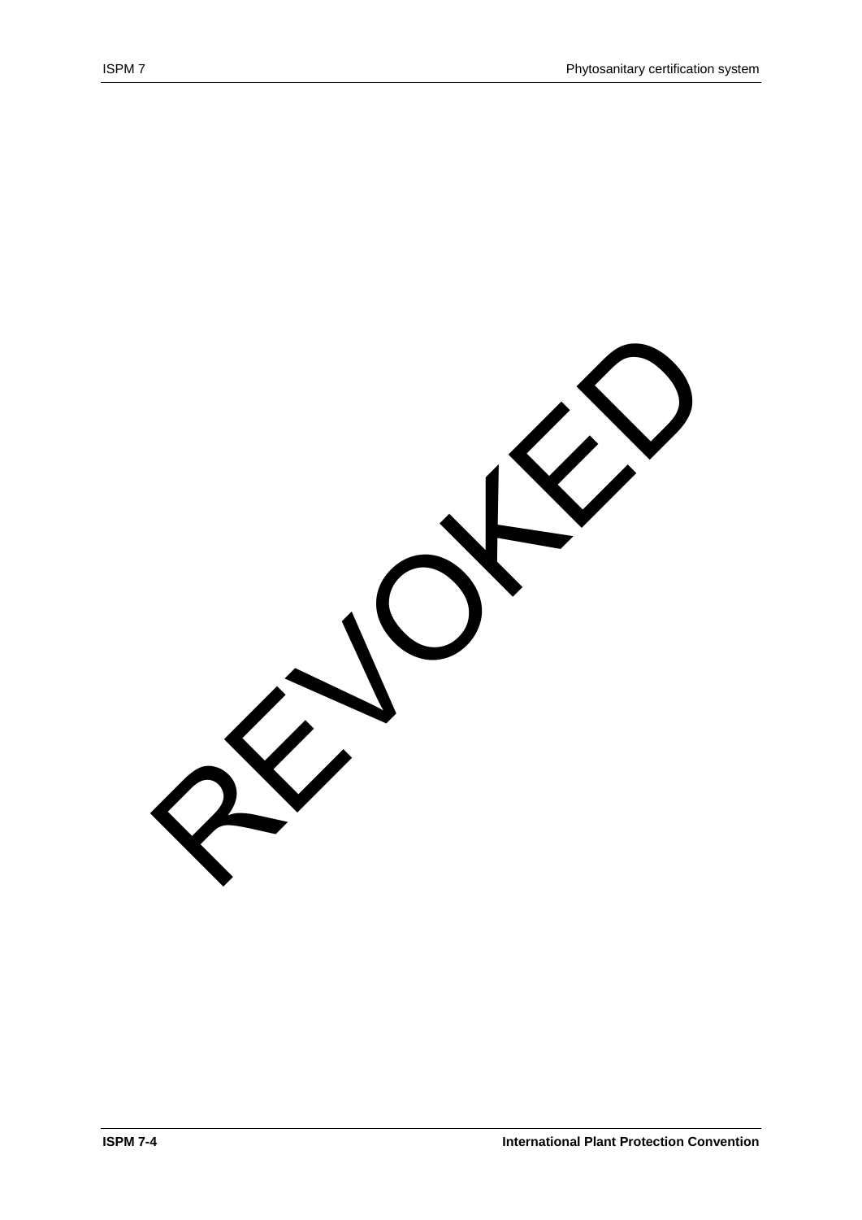REVOKED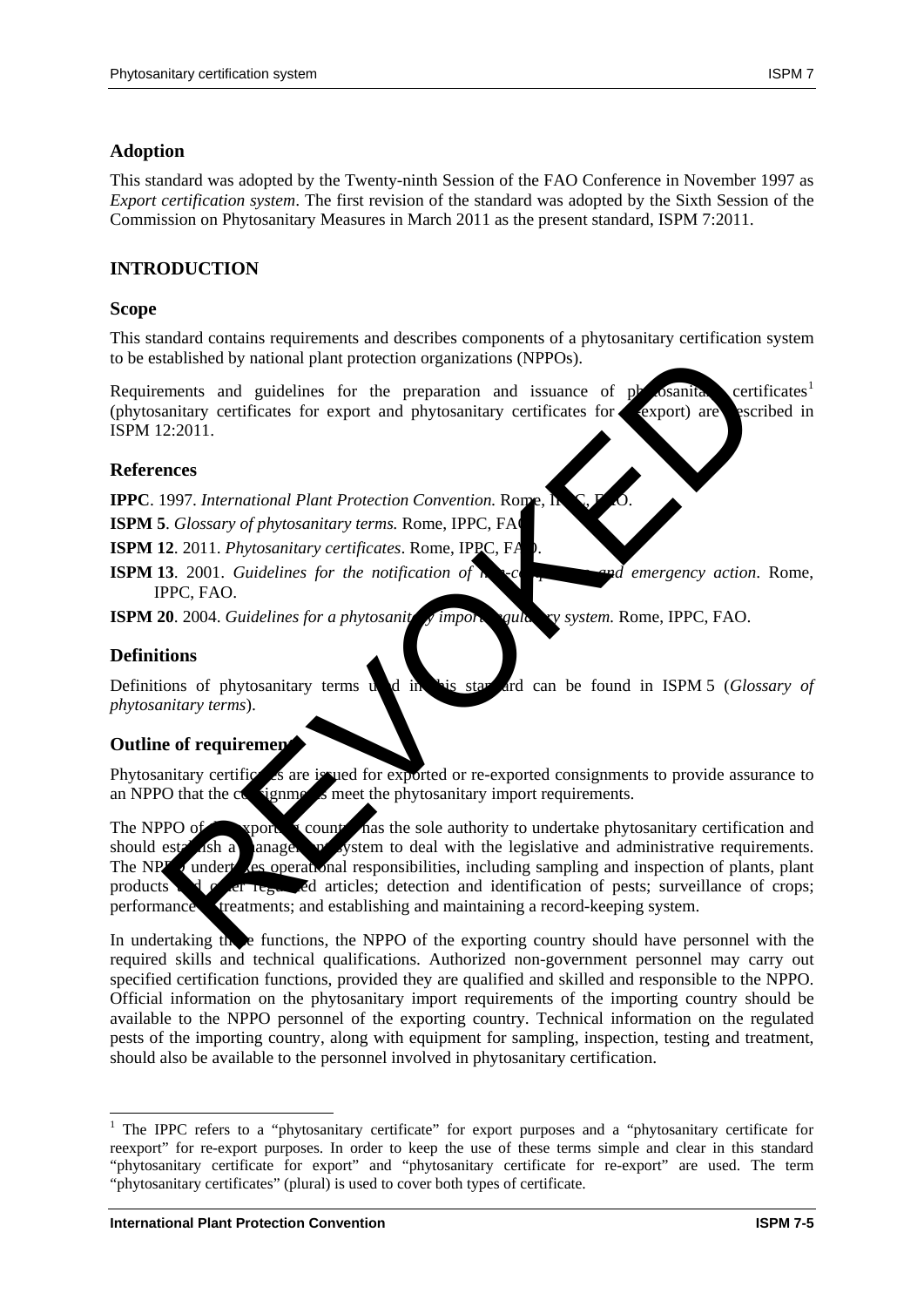## Adoption

This standard was adopted by the Twenty-ninth Session of the FAO Conference in November 1997 as *Export certification system*. The first revision of the standard was adopted by the Sixth Session of the Commission on Phytosanitary Measures in March 2011 as the present standard, ISPM 7:2011.

## INTRODUCTION

### Scope

This standard contains requirements and describes components of a phytosanitary certification system to be established by national plant protection organizations (NPPOs).

Requirements and guidelines for the preparation and issuance of phytosanitary certificates[1] (phytosanitary certificates for export and phytosanitary certificates for re-export) are described in ISPM 12:2011.

### References

**IPPC**. 1997. *International Plant Protection Convention.* Rome, IPPC, FAO.

**ISPM 5**. *Glossary of phytosanitary terms.* Rome, IPPC, FAO.

**ISPM 12**. 2011. *Phytosanitary certificates*. Rome, IPPC, FAO.

**ISPM 13**. 2001. *Guidelines for the notification of non-compliance and emergency action*. Rome, IPPC, FAO.

**ISPM 20**. 2004. *Guidelines for a phytosanitary import regulatory system.* Rome, IPPC, FAO.

### Definitions

Definitions of phytosanitary terms used in this standard can be found in ISPM 5 (*Glossary of phytosanitary terms*).

### Outline of requirements

Phytosanitary certificates are issued for exported or re-exported consignments to provide assurance to an NPPO that the consignments meet the phytosanitary import requirements.

The NPPO of the exporting country has the sole authority to undertake phytosanitary certification and should establish a management system to deal with the legislative and administrative requirements. The NPPO undertakes operational responsibilities, including sampling and inspection of plants, plant products and other regulated articles; detection and identification of pests; surveillance of crops; performance of treatments; and establishing and maintaining a record-keeping system.

In undertaking these functions, the NPPO of the exporting country should have personnel with the required skills and technical qualifications. Authorized non-government personnel may carry out specified certification functions, provided they are qualified and skilled and responsible to the NPPO. Official information on the phytosanitary import requirements of the importing country should be available to the NPPO personnel of the exporting country. Technical information on the regulated pests of the importing country, along with equipment for sampling, inspection, testing and treatment, should also be available to the personnel involved in phytosanitary certification.

---

[1] The IPPC refers to a "phytosanitary certificate" for export purposes and a "phytosanitary certificate for reexport" for re-export purposes. In order to keep the use of these terms simple and clear in this standard "phytosanitary certificate for export" and "phytosanitary certificate for re-export" are used. The term "phytosanitary certificates" (plural) is used to cover both types of certificate.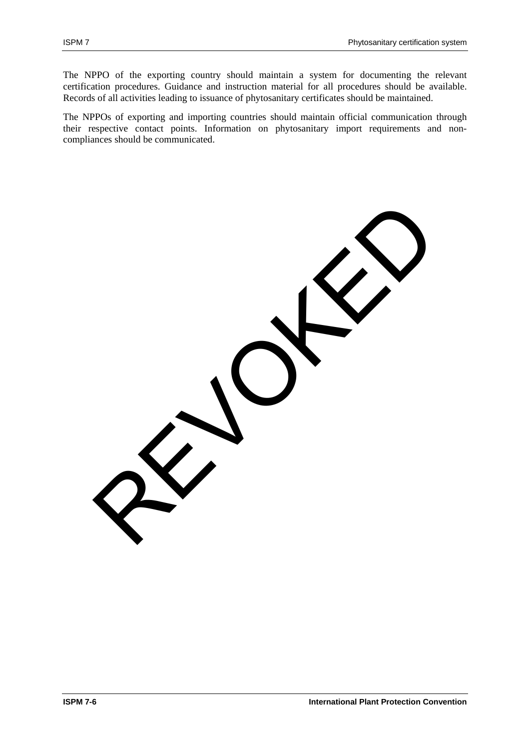The NPPO of the exporting country should maintain a system for documenting the relevant certification procedures. Guidance and instruction material for all procedures should be available. Records of all activities leading to issuance of phytosanitary certificates should be maintained.

The NPPOs of exporting and importing countries should maintain official communication through their respective contact points. Information on phytosanitary import requirements and non-compliances should be communicated.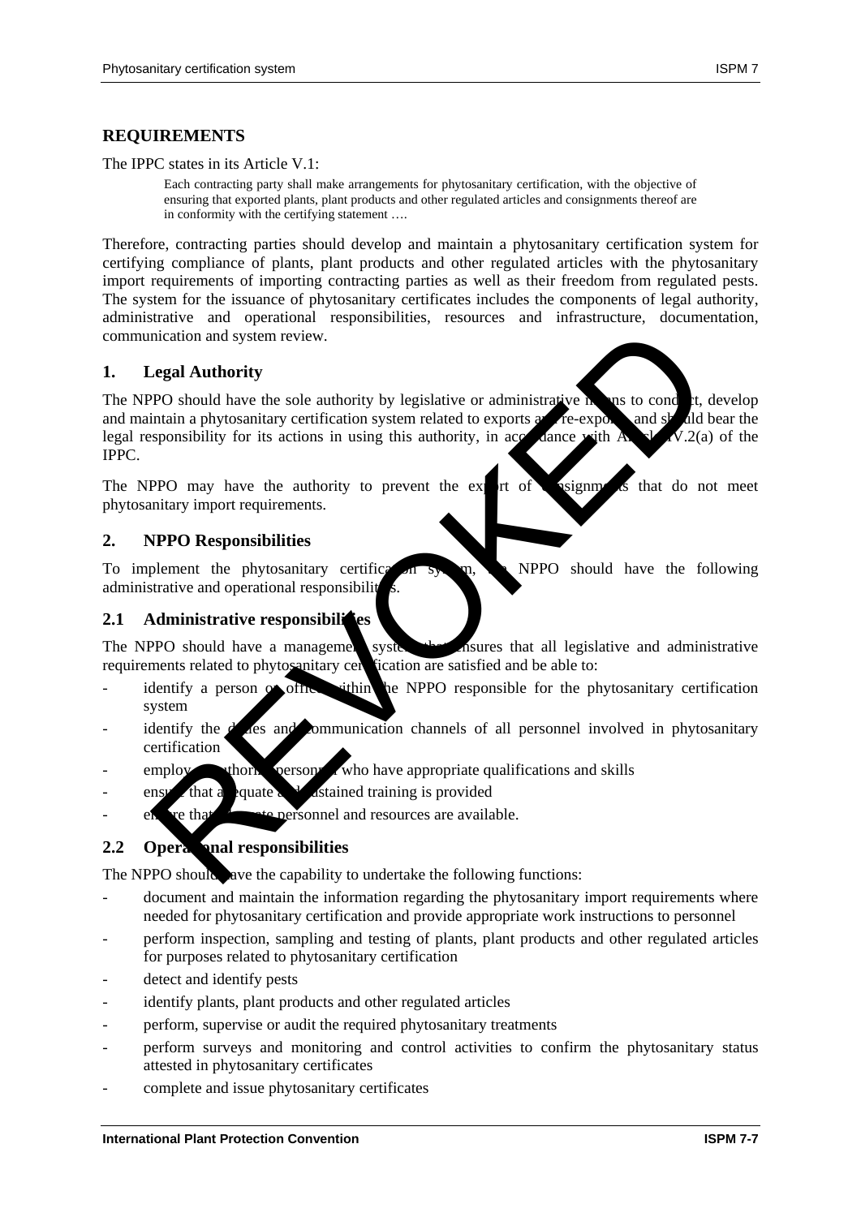## REQUIREMENTS

The IPPC states in its Article V.1:

> Each contracting party shall make arrangements for phytosanitary certification, with the objective of ensuring that exported plants, plant products and other regulated articles and consignments thereof are in conformity with the certifying statement ….

Therefore, contracting parties should develop and maintain a phytosanitary certification system for certifying compliance of plants, plant products and other regulated articles with the phytosanitary import requirements of importing contracting parties as well as their freedom from regulated pests. The system for the issuance of phytosanitary certificates includes the components of legal authority, administrative and operational responsibilities, resources and infrastructure, documentation, communication and system review.

### 1. Legal Authority

The NPPO should have the sole authority by legislative or administrative means to conduct, develop and maintain a phytosanitary certification system related to exports and re-exports and should bear the legal responsibility for its actions in using this authority, in accordance with Article IV.2(a) of the IPPC.

The NPPO may have the authority to prevent the export of consignments that do not meet phytosanitary import requirements.

### 2. NPPO Responsibilities

To implement the phytosanitary certification system, the NPPO should have the following administrative and operational responsibilities.

#### 2.1 Administrative responsibilities

The NPPO should have a management system that ensures that all legislative and administrative requirements related to phytosanitary certification are satisfied and be able to:

- identify a person or office within the NPPO responsible for the phytosanitary certification system
- identify the duties and communication channels of all personnel involved in phytosanitary certification
- employ authorized personnel who have appropriate qualifications and skills
- ensure that adequate and sustained training is provided
- ensure that adequate personnel and resources are available.

#### 2.2 Operational responsibilities

The NPPO should have the capability to undertake the following functions:

- document and maintain the information regarding the phytosanitary import requirements where needed for phytosanitary certification and provide appropriate work instructions to personnel
- perform inspection, sampling and testing of plants, plant products and other regulated articles for purposes related to phytosanitary certification
- detect and identify pests
- identify plants, plant products and other regulated articles
- perform, supervise or audit the required phytosanitary treatments
- perform surveys and monitoring and control activities to confirm the phytosanitary status attested in phytosanitary certificates
- complete and issue phytosanitary certificates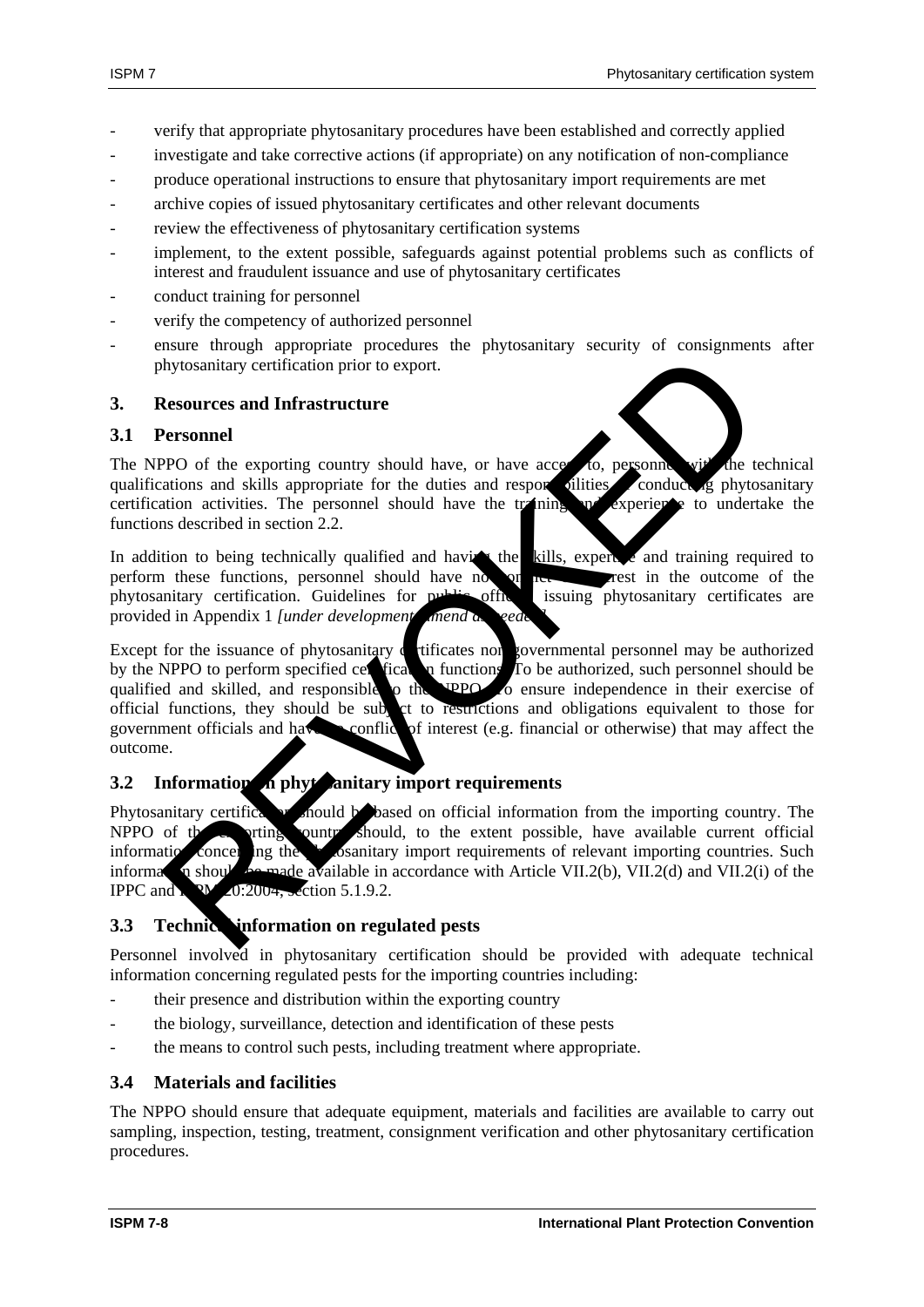- verify that appropriate phytosanitary procedures have been established and correctly applied
- investigate and take corrective actions (if appropriate) on any notification of non-compliance
- produce operational instructions to ensure that phytosanitary import requirements are met
- archive copies of issued phytosanitary certificates and other relevant documents
- review the effectiveness of phytosanitary certification systems
- implement, to the extent possible, safeguards against potential problems such as conflicts of interest and fraudulent issuance and use of phytosanitary certificates
- conduct training for personnel
- verify the competency of authorized personnel
- ensure through appropriate procedures the phytosanitary security of consignments after phytosanitary certification prior to export.

## 3. Resources and Infrastructure

### 3.1 Personnel

The NPPO of the exporting country should have, or have access to, personnel with the technical qualifications and skills appropriate for the duties and responsibilities of conducting phytosanitary certification activities. The personnel should have the training and experience to undertake the functions described in section 2.2.

In addition to being technically qualified and having the skills, expertise and training required to perform these functions, personnel should have no conflict of interest in the outcome of the phytosanitary certification. Guidelines for public officers issuing phytosanitary certificates are provided in Appendix 1 *[under development – amend as needed]*.

Except for the issuance of phytosanitary certificates non-governmental personnel may be authorized by the NPPO to perform specified certification functions. To be authorized, such personnel should be qualified and skilled, and responsible to the NPPO. To ensure independence in their exercise of official functions, they should be subject to restrictions and obligations equivalent to those for government officials and have no conflict of interest (e.g. financial or otherwise) that may affect the outcome.

### 3.2 Information on phytosanitary import requirements

Phytosanitary certification should be based on official information from the importing country. The NPPO of the exporting country should, to the extent possible, have available current official information concerning the phytosanitary import requirements of relevant importing countries. Such information should be made available in accordance with Article VII.2(b), VII.2(d) and VII.2(i) of the IPPC and ISPM 20:2004, section 5.1.9.2.

### 3.3 Technical information on regulated pests

Personnel involved in phytosanitary certification should be provided with adequate technical information concerning regulated pests for the importing countries including:

- their presence and distribution within the exporting country
- the biology, surveillance, detection and identification of these pests
- the means to control such pests, including treatment where appropriate.

### 3.4 Materials and facilities

The NPPO should ensure that adequate equipment, materials and facilities are available to carry out sampling, inspection, testing, treatment, consignment verification and other phytosanitary certification procedures.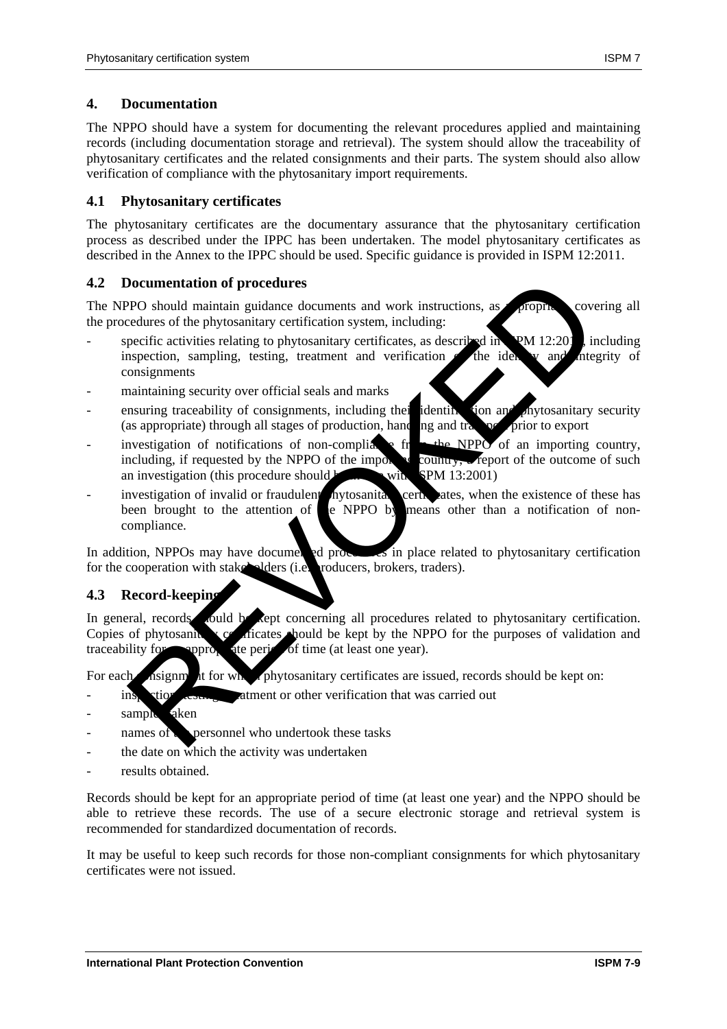## 4. Documentation

The NPPO should have a system for documenting the relevant procedures applied and maintaining records (including documentation storage and retrieval). The system should allow the traceability of phytosanitary certificates and the related consignments and their parts. The system should also allow verification of compliance with the phytosanitary import requirements.

### 4.1 Phytosanitary certificates

The phytosanitary certificates are the documentary assurance that the phytosanitary certification process as described under the IPPC has been undertaken. The model phytosanitary certificates as described in the Annex to the IPPC should be used. Specific guidance is provided in ISPM 12:2011.

### 4.2 Documentation of procedures

The NPPO should maintain guidance documents and work instructions, as appropriate, covering all the procedures of the phytosanitary certification system, including:

- specific activities relating to phytosanitary certificates, as described in ISPM 12:2011, including inspection, sampling, testing, treatment and verification of the identity and integrity of consignments
- maintaining security over official seals and marks
- ensuring traceability of consignments, including their identification and phytosanitary security (as appropriate) through all stages of production, handling and transport prior to export
- investigation of notifications of non-compliance from the NPPO of an importing country, including, if requested by the NPPO of the importing country, a report of the outcome of such an investigation (this procedure should be in line with ISPM 13:2001)
- investigation of invalid or fraudulent phytosanitary certificates, when the existence of these has been brought to the attention of the NPPO by means other than a notification of non-compliance.

In addition, NPPOs may have documented procedures in place related to phytosanitary certification for the cooperation with stakeholders (i.e. producers, brokers, traders).

### 4.3 Record-keeping

In general, records should be kept concerning all procedures related to phytosanitary certification. Copies of phytosanitary certificates should be kept by the NPPO for the purposes of validation and traceability for an appropriate period of time (at least one year).

For each consignment for which phytosanitary certificates are issued, records should be kept on:

- inspection, testing, treatment or other verification that was carried out
- samples taken
- names of the personnel who undertook these tasks
- the date on which the activity was undertaken
- results obtained.

Records should be kept for an appropriate period of time (at least one year) and the NPPO should be able to retrieve these records. The use of a secure electronic storage and retrieval system is recommended for standardized documentation of records.

It may be useful to keep such records for those non-compliant consignments for which phytosanitary certificates were not issued.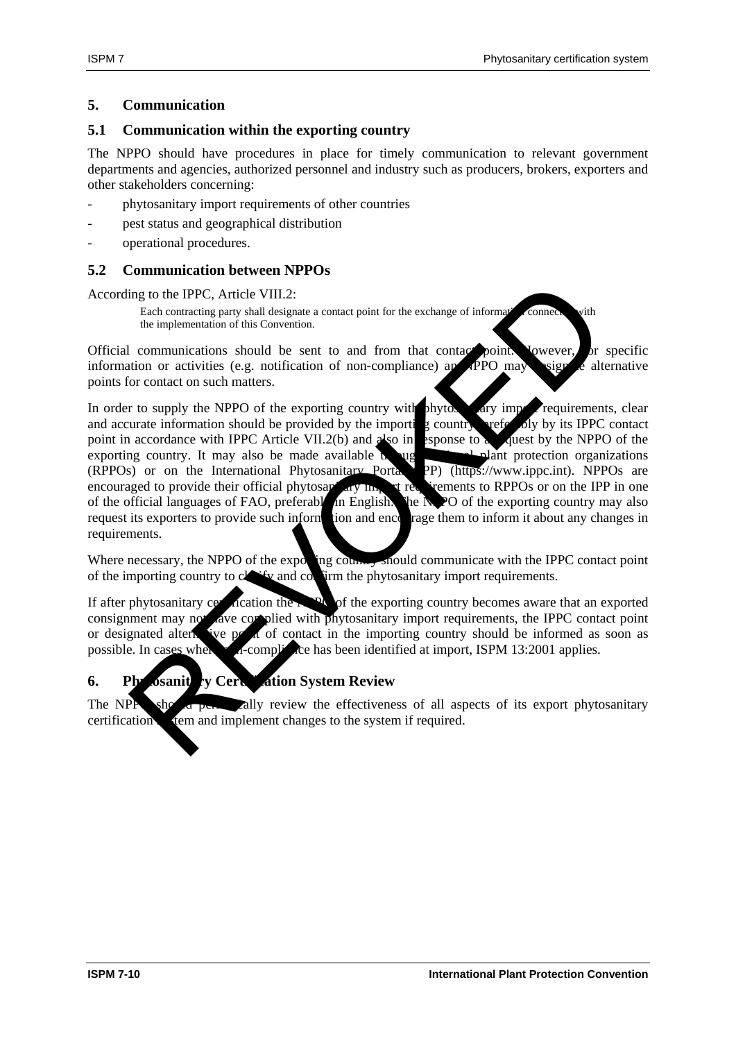## 5. Communication

### 5.1 Communication within the exporting country

The NPPO should have procedures in place for timely communication to relevant government departments and agencies, authorized personnel and industry such as producers, brokers, exporters and other stakeholders concerning:

- phytosanitary import requirements of other countries
- pest status and geographical distribution
- operational procedures.

### 5.2 Communication between NPPOs

According to the IPPC, Article VIII.2:

> Each contracting party shall designate a contact point for the exchange of information connected with the implementation of this Convention.

Official communications should be sent to and from that contact point. However, for specific information or activities (e.g. notification of non-compliance) an NPPO may designate alternative points for contact on such matters.

In order to supply the NPPO of the exporting country with phytosanitary import requirements, clear and accurate information should be provided by the importing country, preferably by its IPPC contact point in accordance with IPPC Article VII.2(b) and also in response to a request by the NPPO of the exporting country. It may also be made available through regional plant protection organizations (RPPOs) or on the International Phytosanitary Portal (IPP) (https://www.ippc.int). NPPOs are encouraged to provide their official phytosanitary import requirements to RPPOs or on the IPP in one of the official languages of FAO, preferably in English. The NPPO of the exporting country may also request its exporters to provide such information and encourage them to inform it about any changes in requirements.

Where necessary, the NPPO of the exporting country should communicate with the IPPC contact point of the importing country to clarify and confirm the phytosanitary import requirements.

If after phytosanitary certification the NPPO of the exporting country becomes aware that an exported consignment may not have complied with phytosanitary import requirements, the IPPC contact point or designated alternative point of contact in the importing country should be informed as soon as possible. In cases where non-compliance has been identified at import, ISPM 13:2001 applies.

## 6. Phytosanitary Certification System Review

The NPPO should periodically review the effectiveness of all aspects of its export phytosanitary certification system and implement changes to the system if required.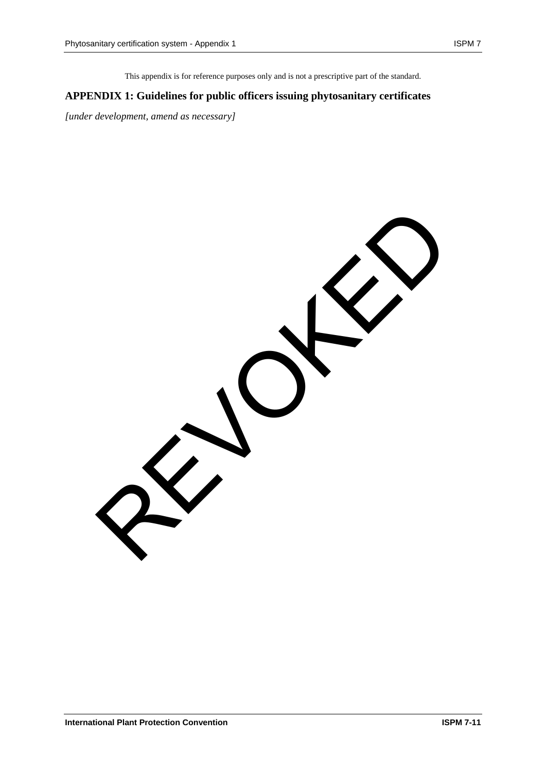This appendix is for reference purposes only and is not a prescriptive part of the standard.

## APPENDIX 1: Guidelines for public officers issuing phytosanitary certificates

*[under development, amend as necessary]*

REVOKED